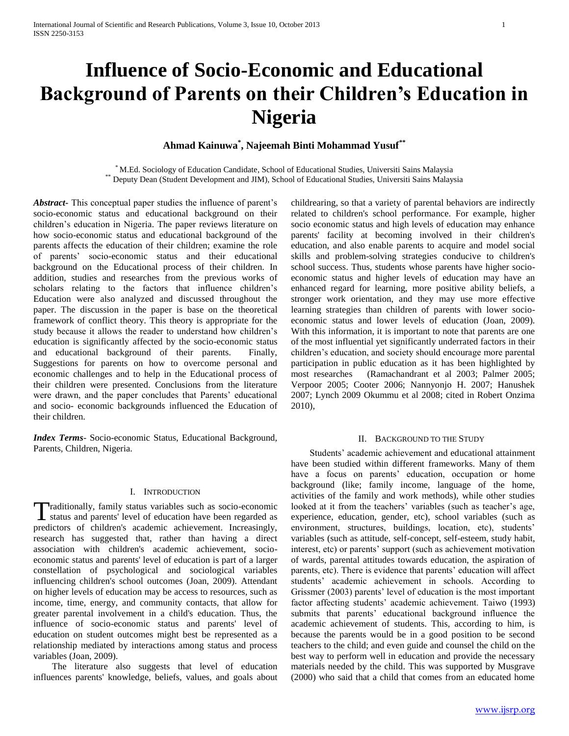# Influence of Socio-Economic and Educational Background of Parents on their Children's Education in Nigeria

**Ahmad Kainuwa[*], Najeemah Binti Mohammad Yusuf[**]**

[*] M.Ed. Sociology of Education Candidate, School of Educational Studies, Universiti Sains Malaysia
[**] Deputy Dean (Student Development and JIM), School of Educational Studies, Universiti Sains Malaysia

***Abstract*-** This conceptual paper studies the influence of parent's socio-economic status and educational background on their children's education in Nigeria. The paper reviews literature on how socio-economic status and educational background of the parents affects the education of their children; examine the role of parents' socio-economic status and their educational background on the Educational process of their children. In addition, studies and researches from the previous works of scholars relating to the factors that influence children's Education were also analyzed and discussed throughout the paper. The discussion in the paper is base on the theoretical framework of conflict theory. This theory is appropriate for the study because it allows the reader to understand how children's education is significantly affected by the socio-economic status and educational background of their parents. Finally, Suggestions for parents on how to overcome personal and economic challenges and to help in the Educational process of their children were presented. Conclusions from the literature were drawn, and the paper concludes that Parents' educational and socio- economic backgrounds influenced the Education of their children.

***Index Terms*-** Socio-economic Status, Educational Background, Parents, Children, Nigeria.

## I. Introduction

Traditionally, family status variables such as socio-economic status and parents' level of education have been regarded as predictors of children's academic achievement. Increasingly, research has suggested that, rather than having a direct association with children's academic achievement, socio-economic status and parents' level of education is part of a larger constellation of psychological and sociological variables influencing children's school outcomes (Joan, 2009). Attendant on higher levels of education may be access to resources, such as income, time, energy, and community contacts, that allow for greater parental involvement in a child's education. Thus, the influence of socio-economic status and parents' level of education on student outcomes might best be represented as a relationship mediated by interactions among status and process variables (Joan, 2009).

The literature also suggests that level of education influences parents' knowledge, beliefs, values, and goals about childrearing, so that a variety of parental behaviors are indirectly related to children's school performance. For example, higher socio economic status and high levels of education may enhance parents' facility at becoming involved in their children's education, and also enable parents to acquire and model social skills and problem-solving strategies conducive to children's school success. Thus, students whose parents have higher socio-economic status and higher levels of education may have an enhanced regard for learning, more positive ability beliefs, a stronger work orientation, and they may use more effective learning strategies than children of parents with lower socio-economic status and lower levels of education (Joan, 2009). With this information, it is important to note that parents are one of the most influential yet significantly underrated factors in their children's education, and society should encourage more parental participation in public education as it has been highlighted by most researches (Ramachandrant et al 2003; Palmer 2005; Verpoor 2005; Cooter 2006; Nannyonjo H. 2007; Hanushek 2007; Lynch 2009 Okummu et al 2008; cited in Robert Onzima 2010),

## II. Background to the Study

Students' academic achievement and educational attainment have been studied within different frameworks. Many of them have a focus on parents' education, occupation or home background (like; family income, language of the home, activities of the family and work methods), while other studies looked at it from the teachers' variables (such as teacher's age, experience, education, gender, etc), school variables (such as environment, structures, buildings, location, etc), students' variables (such as attitude, self-concept, self-esteem, study habit, interest, etc) or parents' support (such as achievement motivation of wards, parental attitudes towards education, the aspiration of parents, etc). There is evidence that parents' education will affect students' academic achievement in schools. According to Grissmer (2003) parents' level of education is the most important factor affecting students' academic achievement. Taiwo (1993) submits that parents' educational background influence the academic achievement of students. This, according to him, is because the parents would be in a good position to be second teachers to the child; and even guide and counsel the child on the best way to perform well in education and provide the necessary materials needed by the child. This was supported by Musgrave (2000) who said that a child that comes from an educated home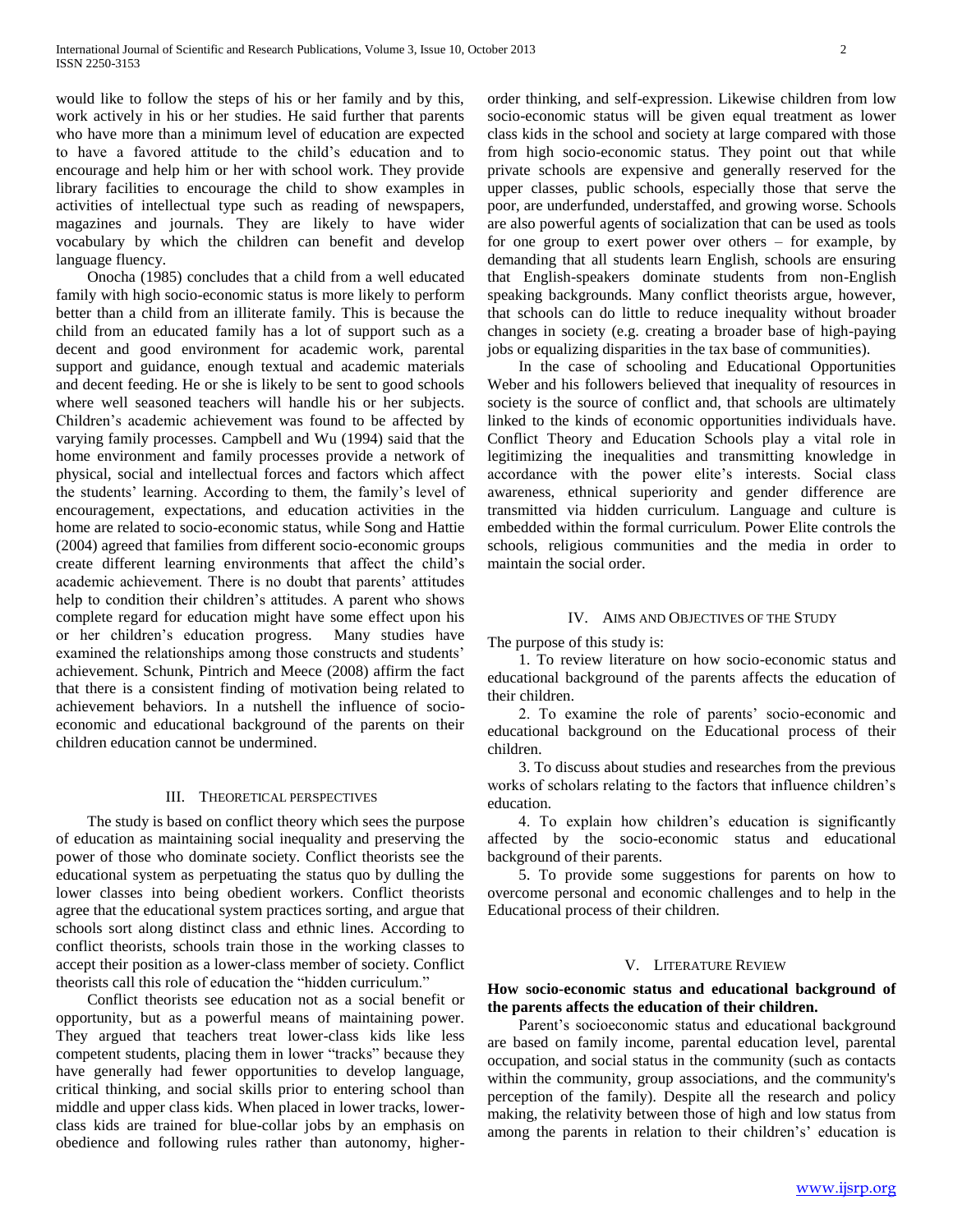would like to follow the steps of his or her family and by this, work actively in his or her studies. He said further that parents who have more than a minimum level of education are expected to have a favored attitude to the child's education and to encourage and help him or her with school work. They provide library facilities to encourage the child to show examples in activities of intellectual type such as reading of newspapers, magazines and journals. They are likely to have wider vocabulary by which the children can benefit and develop language fluency.

Onocha (1985) concludes that a child from a well educated family with high socio-economic status is more likely to perform better than a child from an illiterate family. This is because the child from an educated family has a lot of support such as a decent and good environment for academic work, parental support and guidance, enough textual and academic materials and decent feeding. He or she is likely to be sent to good schools where well seasoned teachers will handle his or her subjects. Children's academic achievement was found to be affected by varying family processes. Campbell and Wu (1994) said that the home environment and family processes provide a network of physical, social and intellectual forces and factors which affect the students' learning. According to them, the family's level of encouragement, expectations, and education activities in the home are related to socio-economic status, while Song and Hattie (2004) agreed that families from different socio-economic groups create different learning environments that affect the child's academic achievement. There is no doubt that parents' attitudes help to condition their children's attitudes. A parent who shows complete regard for education might have some effect upon his or her children's education progress. Many studies have examined the relationships among those constructs and students' achievement. Schunk, Pintrich and Meece (2008) affirm the fact that there is a consistent finding of motivation being related to achievement behaviors. In a nutshell the influence of socio-economic and educational background of the parents on their children education cannot be undermined.

## III. Theoretical Perspectives

The study is based on conflict theory which sees the purpose of education as maintaining social inequality and preserving the power of those who dominate society. Conflict theorists see the educational system as perpetuating the status quo by dulling the lower classes into being obedient workers. Conflict theorists agree that the educational system practices sorting, and argue that schools sort along distinct class and ethnic lines. According to conflict theorists, schools train those in the working classes to accept their position as a lower-class member of society. Conflict theorists call this role of education the "hidden curriculum."

Conflict theorists see education not as a social benefit or opportunity, but as a powerful means of maintaining power. They argued that teachers treat lower-class kids like less competent students, placing them in lower "tracks" because they have generally had fewer opportunities to develop language, critical thinking, and social skills prior to entering school than middle and upper class kids. When placed in lower tracks, lower-class kids are trained for blue-collar jobs by an emphasis on obedience and following rules rather than autonomy, higher-order thinking, and self-expression. Likewise children from low socio-economic status will be given equal treatment as lower class kids in the school and society at large compared with those from high socio-economic status. They point out that while private schools are expensive and generally reserved for the upper classes, public schools, especially those that serve the poor, are underfunded, understaffed, and growing worse. Schools are also powerful agents of socialization that can be used as tools for one group to exert power over others – for example, by demanding that all students learn English, schools are ensuring that English-speakers dominate students from non-English speaking backgrounds. Many conflict theorists argue, however, that schools can do little to reduce inequality without broader changes in society (e.g. creating a broader base of high-paying jobs or equalizing disparities in the tax base of communities).

In the case of schooling and Educational Opportunities Weber and his followers believed that inequality of resources in society is the source of conflict and, that schools are ultimately linked to the kinds of economic opportunities individuals have. Conflict Theory and Education Schools play a vital role in legitimizing the inequalities and transmitting knowledge in accordance with the power elite's interests. Social class awareness, ethnical superiority and gender difference are transmitted via hidden curriculum. Language and culture is embedded within the formal curriculum. Power Elite controls the schools, religious communities and the media in order to maintain the social order.

## IV. Aims and Objectives of the Study

The purpose of this study is:

1. To review literature on how socio-economic status and educational background of the parents affects the education of their children.
2. To examine the role of parents' socio-economic and educational background on the Educational process of their children.
3. To discuss about studies and researches from the previous works of scholars relating to the factors that influence children's education.
4. To explain how children's education is significantly affected by the socio-economic status and educational background of their parents.
5. To provide some suggestions for parents on how to overcome personal and economic challenges and to help in the Educational process of their children.

## V. Literature Review

**How socio-economic status and educational background of the parents affects the education of their children.**

Parent's socioeconomic status and educational background are based on family income, parental education level, parental occupation, and social status in the community (such as contacts within the community, group associations, and the community's perception of the family). Despite all the research and policy making, the relativity between those of high and low status from among the parents in relation to their childrens's' education is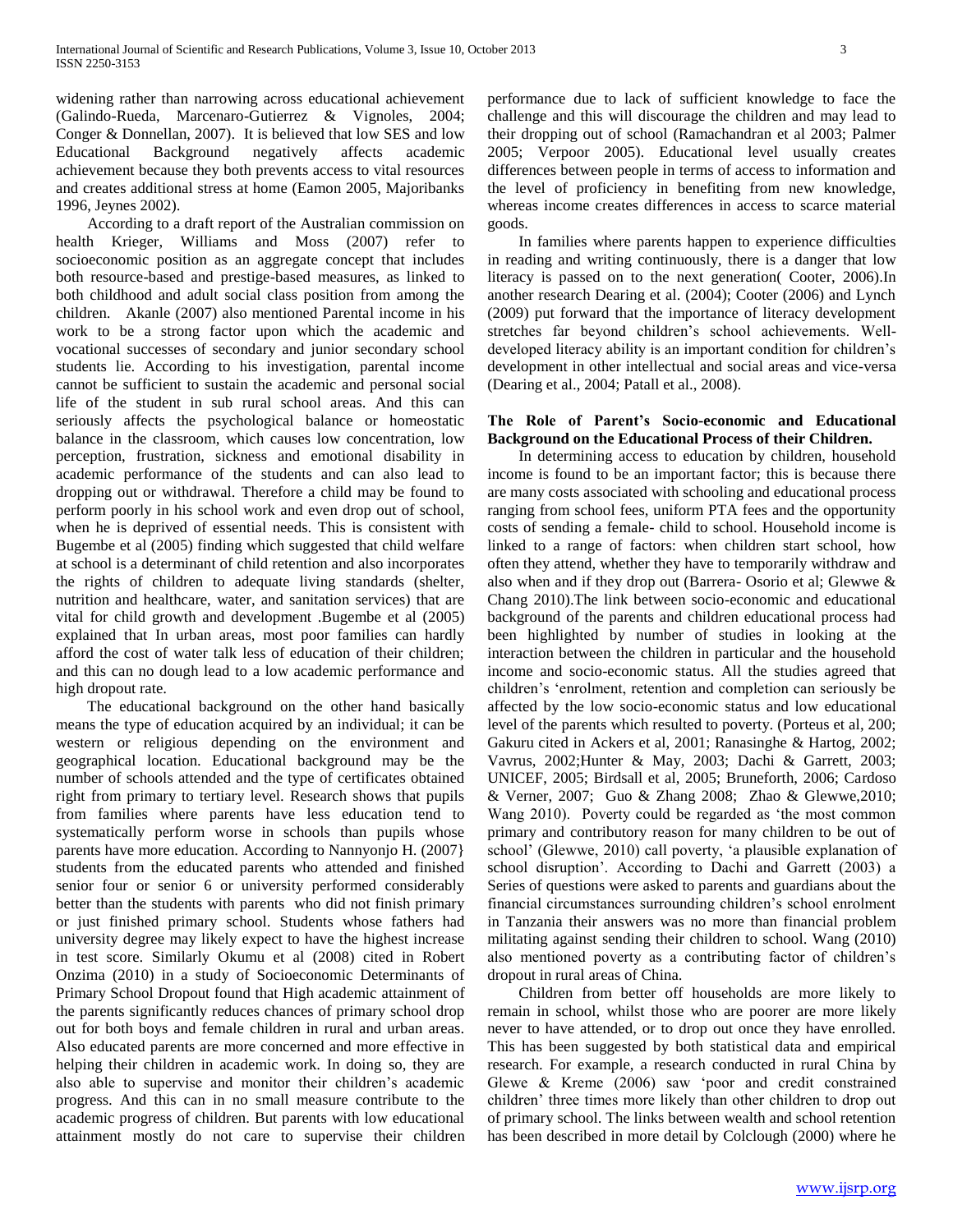widening rather than narrowing across educational achievement (Galindo-Rueda, Marcenaro-Gutierrez & Vignoles, 2004; Conger & Donnellan, 2007). It is believed that low SES and low Educational Background negatively affects academic achievement because they both prevents access to vital resources and creates additional stress at home (Eamon 2005, Majoribanks 1996, Jeynes 2002).

According to a draft report of the Australian commission on health Krieger, Williams and Moss (2007) refer to socioeconomic position as an aggregate concept that includes both resource-based and prestige-based measures, as linked to both childhood and adult social class position from among the children. Akanle (2007) also mentioned Parental income in his work to be a strong factor upon which the academic and vocational successes of secondary and junior secondary school students lie. According to his investigation, parental income cannot be sufficient to sustain the academic and personal social life of the student in sub rural school areas. And this can seriously affects the psychological balance or homeostatic balance in the classroom, which causes low concentration, low perception, frustration, sickness and emotional disability in academic performance of the students and can also lead to dropping out or withdrawal. Therefore a child may be found to perform poorly in his school work and even drop out of school, when he is deprived of essential needs. This is consistent with Bugembe et al (2005) finding which suggested that child welfare at school is a determinant of child retention and also incorporates the rights of children to adequate living standards (shelter, nutrition and healthcare, water, and sanitation services) that are vital for child growth and development .Bugembe et al (2005) explained that In urban areas, most poor families can hardly afford the cost of water talk less of education of their children; and this can no dough lead to a low academic performance and high dropout rate.

The educational background on the other hand basically means the type of education acquired by an individual; it can be western or religious depending on the environment and geographical location. Educational background may be the number of schools attended and the type of certificates obtained right from primary to tertiary level. Research shows that pupils from families where parents have less education tend to systematically perform worse in schools than pupils whose parents have more education. According to Nannyonjo H. (2007} students from the educated parents who attended and finished senior four or senior 6 or university performed considerably better than the students with parents who did not finish primary or just finished primary school. Students whose fathers had university degree may likely expect to have the highest increase in test score. Similarly Okumu et al (2008) cited in Robert Onzima (2010) in a study of Socioeconomic Determinants of Primary School Dropout found that High academic attainment of the parents significantly reduces chances of primary school drop out for both boys and female children in rural and urban areas. Also educated parents are more concerned and more effective in helping their children in academic work. In doing so, they are also able to supervise and monitor their children's academic progress. And this can in no small measure contribute to the academic progress of children. But parents with low educational attainment mostly do not care to supervise their children performance due to lack of sufficient knowledge to face the challenge and this will discourage the children and may lead to their dropping out of school (Ramachandran et al 2003; Palmer 2005; Verpoor 2005). Educational level usually creates differences between people in terms of access to information and the level of proficiency in benefiting from new knowledge, whereas income creates differences in access to scarce material goods.

In families where parents happen to experience difficulties in reading and writing continuously, there is a danger that low literacy is passed on to the next generation( Cooter, 2006).In another research Dearing et al. (2004); Cooter (2006) and Lynch (2009) put forward that the importance of literacy development stretches far beyond children's school achievements. Well-developed literacy ability is an important condition for children's development in other intellectual and social areas and vice-versa (Dearing et al., 2004; Patall et al., 2008).

### The Role of Parent's Socio-economic and Educational Background on the Educational Process of their Children.

In determining access to education by children, household income is found to be an important factor; this is because there are many costs associated with schooling and educational process ranging from school fees, uniform PTA fees and the opportunity costs of sending a female- child to school. Household income is linked to a range of factors: when children start school, how often they attend, whether they have to temporarily withdraw and also when and if they drop out (Barrera- Osorio et al; Glewwe & Chang 2010).The link between socio-economic and educational background of the parents and children educational process had been highlighted by number of studies in looking at the interaction between the children in particular and the household income and socio-economic status. All the studies agreed that children's 'enrolment, retention and completion can seriously be affected by the low socio-economic status and low educational level of the parents which resulted to poverty. (Porteus et al, 200; Gakuru cited in Ackers et al, 2001; Ranasinghe & Hartog, 2002; Vavrus, 2002;Hunter & May, 2003; Dachi & Garrett, 2003; UNICEF, 2005; Birdsall et al, 2005; Bruneforth, 2006; Cardoso & Verner, 2007; Guo & Zhang 2008; Zhao & Glewwe,2010; Wang 2010). Poverty could be regarded as 'the most common primary and contributory reason for many children to be out of school' (Glewwe, 2010) call poverty, 'a plausible explanation of school disruption'. According to Dachi and Garrett (2003) a Series of questions were asked to parents and guardians about the financial circumstances surrounding children's school enrolment in Tanzania their answers was no more than financial problem militating against sending their children to school. Wang (2010) also mentioned poverty as a contributing factor of children's dropout in rural areas of China.

Children from better off households are more likely to remain in school, whilst those who are poorer are more likely never to have attended, or to drop out once they have enrolled. This has been suggested by both statistical data and empirical research. For example, a research conducted in rural China by Glewe & Kreme (2006) saw 'poor and credit constrained children' three times more likely than other children to drop out of primary school. The links between wealth and school retention has been described in more detail by Colclough (2000) where he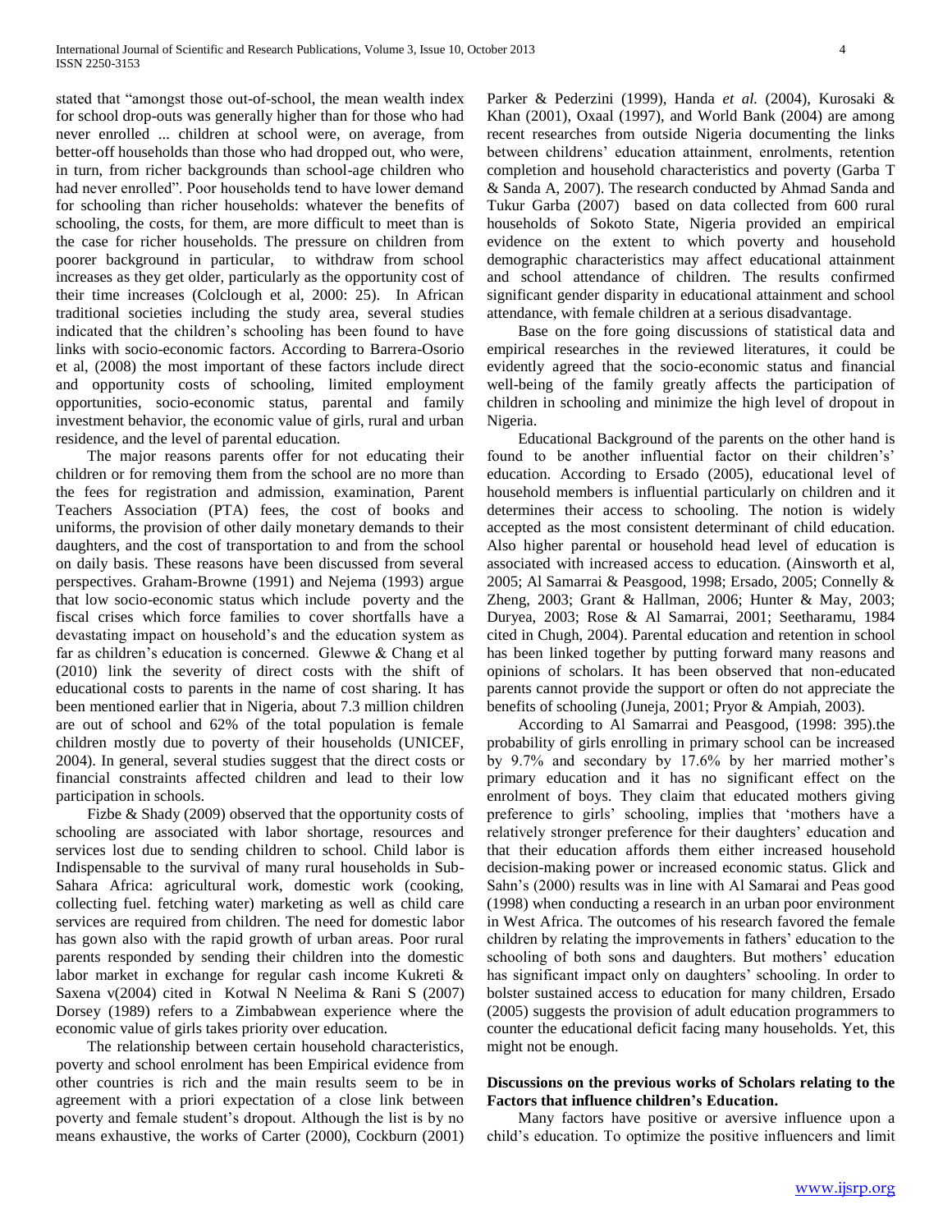stated that "amongst those out-of-school, the mean wealth index for school drop-outs was generally higher than for those who had never enrolled ... children at school were, on average, from better-off households than those who had dropped out, who were, in turn, from richer backgrounds than school-age children who had never enrolled". Poor households tend to have lower demand for schooling than richer households: whatever the benefits of schooling, the costs, for them, are more difficult to meet than is the case for richer households. The pressure on children from poorer background in particular, to withdraw from school increases as they get older, particularly as the opportunity cost of their time increases (Colclough et al, 2000: 25). In African traditional societies including the study area, several studies indicated that the children's schooling has been found to have links with socio-economic factors. According to Barrera-Osorio et al, (2008) the most important of these factors include direct and opportunity costs of schooling, limited employment opportunities, socio-economic status, parental and family investment behavior, the economic value of girls, rural and urban residence, and the level of parental education.

The major reasons parents offer for not educating their children or for removing them from the school are no more than the fees for registration and admission, examination, Parent Teachers Association (PTA) fees, the cost of books and uniforms, the provision of other daily monetary demands to their daughters, and the cost of transportation to and from the school on daily basis. These reasons have been discussed from several perspectives. Graham-Browne (1991) and Nejema (1993) argue that low socio-economic status which include poverty and the fiscal crises which force families to cover shortfalls have a devastating impact on household's and the education system as far as children's education is concerned. Glewwe & Chang et al (2010) link the severity of direct costs with the shift of educational costs to parents in the name of cost sharing. It has been mentioned earlier that in Nigeria, about 7.3 million children are out of school and 62% of the total population is female children mostly due to poverty of their households (UNICEF, 2004). In general, several studies suggest that the direct costs or financial constraints affected children and lead to their low participation in schools.

Fizbe & Shady (2009) observed that the opportunity costs of schooling are associated with labor shortage, resources and services lost due to sending children to school. Child labor is Indispensable to the survival of many rural households in Sub-Sahara Africa: agricultural work, domestic work (cooking, collecting fuel. fetching water) marketing as well as child care services are required from children. The need for domestic labor has gown also with the rapid growth of urban areas. Poor rural parents responded by sending their children into the domestic labor market in exchange for regular cash income Kukreti & Saxena v(2004) cited in Kotwal N Neelima & Rani S (2007) Dorsey (1989) refers to a Zimbabwean experience where the economic value of girls takes priority over education.

The relationship between certain household characteristics, poverty and school enrolment has been Empirical evidence from other countries is rich and the main results seem to be in agreement with a priori expectation of a close link between poverty and female student's dropout. Although the list is by no means exhaustive, the works of Carter (2000), Cockburn (2001) Parker & Pederzini (1999), Handa *et al.* (2004), Kurosaki & Khan (2001), Oxaal (1997), and World Bank (2004) are among recent researches from outside Nigeria documenting the links between childrens' education attainment, enrolments, retention completion and household characteristics and poverty (Garba T & Sanda A, 2007). The research conducted by Ahmad Sanda and Tukur Garba (2007) based on data collected from 600 rural households of Sokoto State, Nigeria provided an empirical evidence on the extent to which poverty and household demographic characteristics may affect educational attainment and school attendance of children. The results confirmed significant gender disparity in educational attainment and school attendance, with female children at a serious disadvantage.

Base on the fore going discussions of statistical data and empirical researches in the reviewed literatures, it could be evidently agreed that the socio-economic status and financial well-being of the family greatly affects the participation of children in schooling and minimize the high level of dropout in Nigeria.

Educational Background of the parents on the other hand is found to be another influential factor on their children's' education. According to Ersado (2005), educational level of household members is influential particularly on children and it determines their access to schooling. The notion is widely accepted as the most consistent determinant of child education. Also higher parental or household head level of education is associated with increased access to education. (Ainsworth et al, 2005; Al Samarrai & Peasgood, 1998; Ersado, 2005; Connelly & Zheng, 2003; Grant & Hallman, 2006; Hunter & May, 2003; Duryea, 2003; Rose & Al Samarrai, 2001; Seetharamu, 1984 cited in Chugh, 2004). Parental education and retention in school has been linked together by putting forward many reasons and opinions of scholars. It has been observed that non-educated parents cannot provide the support or often do not appreciate the benefits of schooling (Juneja, 2001; Pryor & Ampiah, 2003).

According to Al Samarrai and Peasgood, (1998: 395).the probability of girls enrolling in primary school can be increased by 9.7% and secondary by 17.6% by her married mother's primary education and it has no significant effect on the enrolment of boys. They claim that educated mothers giving preference to girls' schooling, implies that 'mothers have a relatively stronger preference for their daughters' education and that their education affords them either increased household decision-making power or increased economic status. Glick and Sahn's (2000) results was in line with Al Samarai and Peas good (1998) when conducting a research in an urban poor environment in West Africa. The outcomes of his research favored the female children by relating the improvements in fathers' education to the schooling of both sons and daughters. But mothers' education has significant impact only on daughters' schooling. In order to bolster sustained access to education for many children, Ersado (2005) suggests the provision of adult education programmers to counter the educational deficit facing many households. Yet, this might not be enough.

**Discussions on the previous works of Scholars relating to the Factors that influence children's Education.**

Many factors have positive or aversive influence upon a child's education. To optimize the positive influencers and limit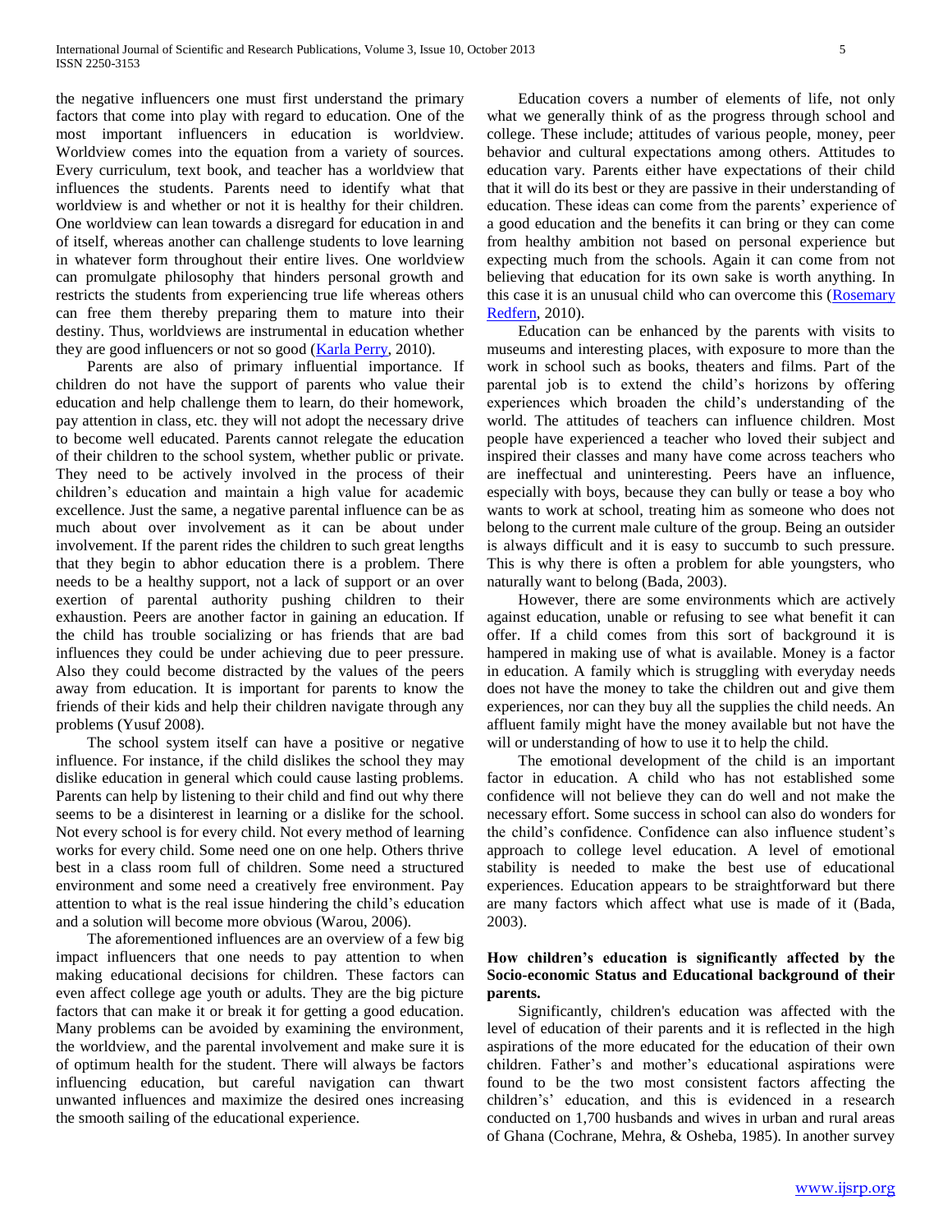the negative influencers one must first understand the primary factors that come into play with regard to education. One of the most important influencers in education is worldview. Worldview comes into the equation from a variety of sources. Every curriculum, text book, and teacher has a worldview that influences the students. Parents need to identify what that worldview is and whether or not it is healthy for their children. One worldview can lean towards a disregard for education in and of itself, whereas another can challenge students to love learning in whatever form throughout their entire lives. One worldview can promulgate philosophy that hinders personal growth and restricts the students from experiencing true life whereas others can free them thereby preparing them to mature into their destiny. Thus, worldviews are instrumental in education whether they are good influencers or not so good (Karla Perry, 2010).

Parents are also of primary influential importance. If children do not have the support of parents who value their education and help challenge them to learn, do their homework, pay attention in class, etc. they will not adopt the necessary drive to become well educated. Parents cannot relegate the education of their children to the school system, whether public or private. They need to be actively involved in the process of their children's education and maintain a high value for academic excellence. Just the same, a negative parental influence can be as much about over involvement as it can be about under involvement. If the parent rides the children to such great lengths that they begin to abhor education there is a problem. There needs to be a healthy support, not a lack of support or an over exertion of parental authority pushing children to their exhaustion. Peers are another factor in gaining an education. If the child has trouble socializing or has friends that are bad influences they could be under achieving due to peer pressure. Also they could become distracted by the values of the peers away from education. It is important for parents to know the friends of their kids and help their children navigate through any problems (Yusuf 2008).

The school system itself can have a positive or negative influence. For instance, if the child dislikes the school they may dislike education in general which could cause lasting problems. Parents can help by listening to their child and find out why there seems to be a disinterest in learning or a dislike for the school. Not every school is for every child. Not every method of learning works for every child. Some need one on one help. Others thrive best in a class room full of children. Some need a structured environment and some need a creatively free environment. Pay attention to what is the real issue hindering the child's education and a solution will become more obvious (Warou, 2006).

The aforementioned influences are an overview of a few big impact influencers that one needs to pay attention to when making educational decisions for children. These factors can even affect college age youth or adults. They are the big picture factors that can make it or break it for getting a good education. Many problems can be avoided by examining the environment, the worldview, and the parental involvement and make sure it is of optimum health for the student. There will always be factors influencing education, but careful navigation can thwart unwanted influences and maximize the desired ones increasing the smooth sailing of the educational experience.

Education covers a number of elements of life, not only what we generally think of as the progress through school and college. These include; attitudes of various people, money, peer behavior and cultural expectations among others. Attitudes to education vary. Parents either have expectations of their child that it will do its best or they are passive in their understanding of education. These ideas can come from the parents' experience of a good education and the benefits it can bring or they can come from healthy ambition not based on personal experience but expecting much from the schools. Again it can come from not believing that education for its own sake is worth anything. In this case it is an unusual child who can overcome this (Rosemary Redfern, 2010).

Education can be enhanced by the parents with visits to museums and interesting places, with exposure to more than the work in school such as books, theaters and films. Part of the parental job is to extend the child's horizons by offering experiences which broaden the child's understanding of the world. The attitudes of teachers can influence children. Most people have experienced a teacher who loved their subject and inspired their classes and many have come across teachers who are ineffectual and uninteresting. Peers have an influence, especially with boys, because they can bully or tease a boy who wants to work at school, treating him as someone who does not belong to the current male culture of the group. Being an outsider is always difficult and it is easy to succumb to such pressure. This is why there is often a problem for able youngsters, who naturally want to belong (Bada, 2003).

However, there are some environments which are actively against education, unable or refusing to see what benefit it can offer. If a child comes from this sort of background it is hampered in making use of what is available. Money is a factor in education. A family which is struggling with everyday needs does not have the money to take the children out and give them experiences, nor can they buy all the supplies the child needs. An affluent family might have the money available but not have the will or understanding of how to use it to help the child.

The emotional development of the child is an important factor in education. A child who has not established some confidence will not believe they can do well and not make the necessary effort. Some success in school can also do wonders for the child's confidence. Confidence can also influence student's approach to college level education. A level of emotional stability is needed to make the best use of educational experiences. Education appears to be straightforward but there are many factors which affect what use is made of it (Bada, 2003).

**How children's education is significantly affected by the Socio-economic Status and Educational background of their parents.**

Significantly, children's education was affected with the level of education of their parents and it is reflected in the high aspirations of the more educated for the education of their own children. Father's and mother's educational aspirations were found to be the two most consistent factors affecting the childrens' education, and this is evidenced in a research conducted on 1,700 husbands and wives in urban and rural areas of Ghana (Cochrane, Mehra, & Osheba, 1985). In another survey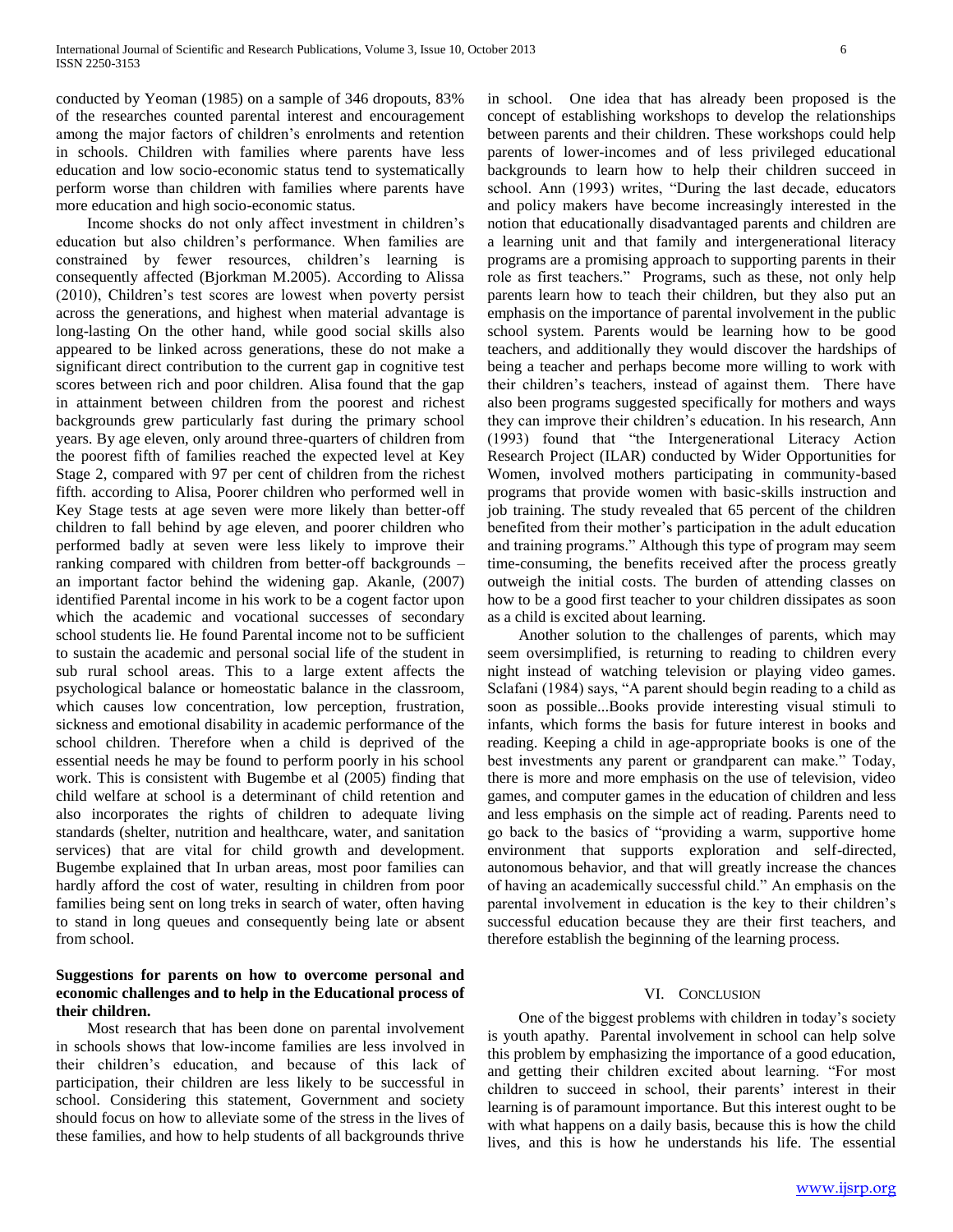conducted by Yeoman (1985) on a sample of 346 dropouts, 83% of the researches counted parental interest and encouragement among the major factors of children's enrolments and retention in schools. Children with families where parents have less education and low socio-economic status tend to systematically perform worse than children with families where parents have more education and high socio-economic status.

Income shocks do not only affect investment in children's education but also children's performance. When families are constrained by fewer resources, children's learning is consequently affected (Bjorkman M.2005). According to Alissa (2010), Children's test scores are lowest when poverty persist across the generations, and highest when material advantage is long-lasting On the other hand, while good social skills also appeared to be linked across generations, these do not make a significant direct contribution to the current gap in cognitive test scores between rich and poor children. Alisa found that the gap in attainment between children from the poorest and richest backgrounds grew particularly fast during the primary school years. By age eleven, only around three-quarters of children from the poorest fifth of families reached the expected level at Key Stage 2, compared with 97 per cent of children from the richest fifth. according to Alisa, Poorer children who performed well in Key Stage tests at age seven were more likely than better-off children to fall behind by age eleven, and poorer children who performed badly at seven were less likely to improve their ranking compared with children from better-off backgrounds – an important factor behind the widening gap. Akanle, (2007) identified Parental income in his work to be a cogent factor upon which the academic and vocational successes of secondary school students lie. He found Parental income not to be sufficient to sustain the academic and personal social life of the student in sub rural school areas. This to a large extent affects the psychological balance or homeostatic balance in the classroom, which causes low concentration, low perception, frustration, sickness and emotional disability in academic performance of the school children. Therefore when a child is deprived of the essential needs he may be found to perform poorly in his school work. This is consistent with Bugembe et al (2005) finding that child welfare at school is a determinant of child retention and also incorporates the rights of children to adequate living standards (shelter, nutrition and healthcare, water, and sanitation services) that are vital for child growth and development. Bugembe explained that In urban areas, most poor families can hardly afford the cost of water, resulting in children from poor families being sent on long treks in search of water, often having to stand in long queues and consequently being late or absent from school.

**Suggestions for parents on how to overcome personal and economic challenges and to help in the Educational process of their children.**

Most research that has been done on parental involvement in schools shows that low-income families are less involved in their children's education, and because of this lack of participation, their children are less likely to be successful in school. Considering this statement, Government and society should focus on how to alleviate some of the stress in the lives of these families, and how to help students of all backgrounds thrive in school. One idea that has already been proposed is the concept of establishing workshops to develop the relationships between parents and their children. These workshops could help parents of lower-incomes and of less privileged educational backgrounds to learn how to help their children succeed in school. Ann (1993) writes, "During the last decade, educators and policy makers have become increasingly interested in the notion that educationally disadvantaged parents and children are a learning unit and that family and intergenerational literacy programs are a promising approach to supporting parents in their role as first teachers." Programs, such as these, not only help parents learn how to teach their children, but they also put an emphasis on the importance of parental involvement in the public school system. Parents would be learning how to be good teachers, and additionally they would discover the hardships of being a teacher and perhaps become more willing to work with their children's teachers, instead of against them. There have also been programs suggested specifically for mothers and ways they can improve their children's education. In his research, Ann (1993) found that "the Intergenerational Literacy Action Research Project (ILAR) conducted by Wider Opportunities for Women, involved mothers participating in community-based programs that provide women with basic-skills instruction and job training. The study revealed that 65 percent of the children benefited from their mother's participation in the adult education and training programs." Although this type of program may seem time-consuming, the benefits received after the process greatly outweigh the initial costs. The burden of attending classes on how to be a good first teacher to your children dissipates as soon as a child is excited about learning.

Another solution to the challenges of parents, which may seem oversimplified, is returning to reading to children every night instead of watching television or playing video games. Sclafani (1984) says, "A parent should begin reading to a child as soon as possible...Books provide interesting visual stimuli to infants, which forms the basis for future interest in books and reading. Keeping a child in age-appropriate books is one of the best investments any parent or grandparent can make." Today, there is more and more emphasis on the use of television, video games, and computer games in the education of children and less and less emphasis on the simple act of reading. Parents need to go back to the basics of "providing a warm, supportive home environment that supports exploration and self-directed, autonomous behavior, and that will greatly increase the chances of having an academically successful child." An emphasis on the parental involvement in education is the key to their children's successful education because they are their first teachers, and therefore establish the beginning of the learning process.

## VI. Conclusion

One of the biggest problems with children in today's society is youth apathy. Parental involvement in school can help solve this problem by emphasizing the importance of a good education, and getting their children excited about learning. "For most children to succeed in school, their parents' interest in their learning is of paramount importance. But this interest ought to be with what happens on a daily basis, because this is how the child lives, and this is how he understands his life. The essential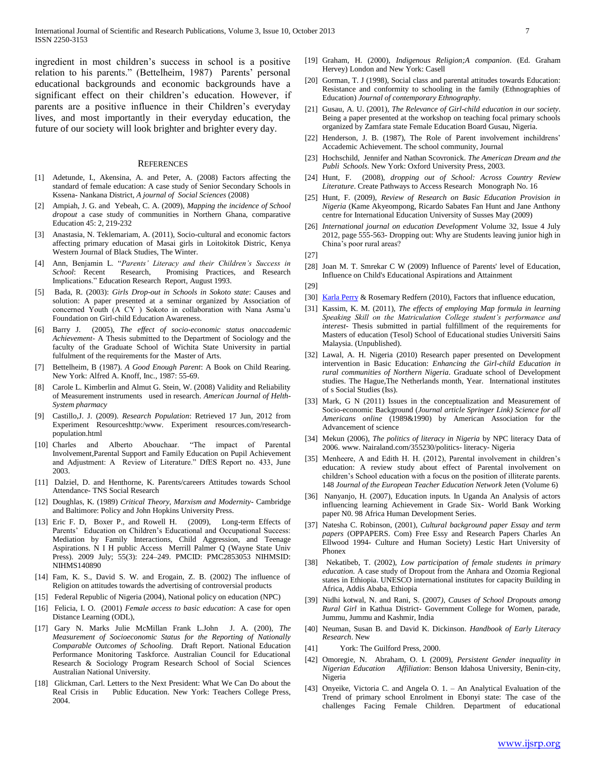ingredient in most children's success in school is a positive relation to his parents." (Bettelheim, 1987) Parents' personal educational backgrounds and economic backgrounds have a significant effect on their children's education. However, if parents are a positive influence in their Children's everyday lives, and most importantly in their everyday education, the future of our society will look brighter and brighter every day.

## REFERENCES

[1] Adetunde, I., Akensina, A. and Peter, A. (2008) Factors affecting the standard of female education: A case study of Senior Secondary Schools in Kssena- Nankana District, *A journal of Social Sciences* (2008)

[2] Ampiah, J. G. and Yebeah, C. A. (2009), *Mapping the incidence of School dropout* a case study of communities in Northern Ghana, comparative Education 45: 2, 219-232

[3] Anastasia, N. Teklemariam, A. (2011), Socio-cultural and economic factors affecting primary education of Masai girls in Loitokitok Distric, Kenya Western Journal of Black Studies, The Winter.

[4] Ann, Benjamin L. "*Parents' Literacy and their Children's Success in School*: Recent Research, Promising Practices, and Research Implications." Education Research Report, August 1993.

[5] Bada, R. (2003): *Girls Drop-out in Schools in Sokoto state*: Causes and solution: A paper presented at a seminar organized by Association of concerned Youth (A CY ) Sokoto in collaboration with Nana Asma'u Foundation on Girl-child Education Awareness.

[6] Barry J. (2005), *The effect of socio-economic status onaccademic Achievement*- A Thesis submitted to the Department of Sociology and the faculty of the Graduate School of Wichita State University in partial fulfulment of the requirements for the Master of Arts.

[7] Bettelheim, B (1987). *A Good Enough Parent*: A Book on Child Rearing. New York: Alfred A. Knoff, Inc., 1987: 55-69.

[8] Carole L. Kimberlin and Almut G. Stein, W. (2008) Validity and Reliability of Measurement instruments used in research. *American Journal of Helth-System pharmacy*

[9] Castillo,J. J. (2009). *Research Population*: Retrieved 17 Jun, 2012 from Experiment Resourceshttp:/www. Experiment resources.com/research-population.html

[10] Charles and Alberto Abouchaar. "The impact of Parental Involvement,Parental Support and Family Education on Pupil Achievement and Adjustment: A Review of Literature." DfES Report no. 433, June 2003.

[11] Dalziel, D. and Henthorne, K. Parents/careers Attitudes towards School Attendance- TNS Social Research

[12] Doughlas, K. (1989) *Critical Theory, Marxism and Modernity*- Cambridge and Baltimore: Policy and John Hopkins University Press.

[13] Eric F. D, Boxer P., and Rowell H. (2009), Long-term Effects of Parents' Education on Children's Educational and Occupational Success: Mediation by Family Interactions, Child Aggression, and Teenage Aspirations. N I H public Access Merrill Palmer Q (Wayne State Univ Press). 2009 July; 55(3): 224–249. PMCID: PMC2853053 NIHMSID: NIHMS140890

[14] Fam, K. S., David S. W. and Erogain, Z. B. (2002) The influence of Religion on attitudes towards the advertising of controversial products

[15] Federal Republic of Nigeria (2004), National policy on education (NPC)

[16] Felicia, I. O. (2001) *Female access to basic education*: A case for open Distance Learning (ODL),

[17] Gary N. Marks Julie McMillan Frank L.John J. A. (200), *The Measurement of Socioeconomic Status for the Reporting of Nationally Comparable Outcomes of Schooling.* Draft Report. National Education Performance Monitoring Taskforce. Australian Council for Educational Research & Sociology Program Research School of Social Sciences Australian National University.

[18] Glickman, Carl. Letters to the Next President: What We Can Do about the Real Crisis in Public Education. New York: Teachers College Press, 2004.

[19] Graham, H. (2000), *Indigenous Religion;A companion*. (Ed. Graham Hervey) London and New York: Casell

[20] Gorman, T. J (1998), Social class and parental attitudes towards Education: Resistance and conformity to schooling in the family (Ethnographies of Education) *Journal of contemporary Ethnography*.

[21] Gusau, A. U. (2001), *The Relevance of Girl-child education in our society*. Being a paper presented at the workshop on teaching focal primary schools organized by Zamfara state Female Education Board Gusau, Nigeria.

[22] Henderson, J. B. (1987), The Role of Parent involvement inchildrens' Accademic Achievement. The school community, Journal

[23] Hochschild, Jennifer and Nathan Scovronick. *The American Dream and the Publi Schools.* New York: Oxford University Press, 2003.

[24] Hunt, F. (2008), *dropping out of School: Across Country Review Literature*. Create Pathways to Access Research Monograph No. 16

[25] Hunt, F. (2009), *Review of Research on Basic Education Provision in Nigeria* (Kame Akyeompong, Ricardo Sabates Fan Hunt and Jane Anthony centre for International Education University of Susses May (2009)

[26] *International journal on education Development* Volume 32, Issue 4 July 2012, page 555-563- Dropping out: Why are Students leaving junior high in China's poor rural areas?

[27]

[28] Joan M. T. Smrekar C W (2009) Influence of Parents' level of Education, Influence on Child's Educational Aspirations and Attainment

[29]

[30] Karla Perry & Rosemary Redfern (2010), Factors that influence education,

[31] Kassim, K. M. (2011), *The effects of employing Map formula in learning Speaking Skill on the Matriculation College student's performance and interest*- Thesis submitted in partial fulfillment of the requirements for Masters of education (Tesol) School of Educational studies Universiti Sains Malaysia. (Unpublished).

[32] Lawal, A. H. Nigeria (2010) Research paper presented on Development intervention in Basic Education: *Enhancing the Girl-child Education in rural communities of Northern Nigeria*. Graduate school of Development studies. The Hague,The Netherlands month, Year. International institutes of s Social Studies (Iss).

[33] Mark, G N (2011) Issues in the conceptualization and Measurement of Socio-economic Background (*Journal article Springer Link) Science for all Americans online* (1989&1990) by American Association for the Advancement of science

[34] Mekun (2006), *The politics of literacy in Nigeria* by NPC literacy Data of 2006. www. Nairaland.com/355230/politics- literacy- Nigeria

[35] Menheere, A and Edith H. H. (2012), Parental involvement in children's education: A review study about effect of Parental involvement on children's School education with a focus on the position of illiterate parents. 148 *Journal of the European Teacher Education Network* Jeten (Volume 6)

[36] Nanyanjo, H. (2007), Education inputs. In Uganda An Analysis of actors influencing learning Achievement in Grade Six- World Bank Working paper N0. 98 Africa Human Development Series.

[37] Natesha C. Robinson, (2001), *Cultural background paper Essay and term papers* (OPPAPERS. Com) Free Essy and Research Papers Charles An Ellwood 1994- Culture and Human Society) Lestic Hart University of Phonex

[38] Nekatibeb, T. (2002), *Low participation of female students in primary education.* A case study of Dropout from the Anhara and Ozomia Regional states in Ethiopia. UNESCO international institutes for capacity Building in Africa, Addis Ababa, Ethiopia

[39] Nidhi kotwal, N. and Rani, S. (2007*), Causes of School Dropouts among Rural Girl* in Kathua District- Government College for Women, parade, Jummu, Jummu and Kashmir, India

[40] Neuman, Susan B. and David K. Dickinson. *Handbook of Early Literacy Research*. New

[41] York: The Guilford Press, 2000.

[42] Omoregie, N. Abraham, O. I. (2009), *Persistent Gender inequality in Nigerian Education Affiliation*: Benson Idahosa University, Benin-city, Nigeria

[43] Onyeike, Victoria C. and Angela O. 1. – An Analytical Evaluation of the Trend of primary school Enrolment in Ebonyi state: The case of the challenges Facing Female Children. Department of educational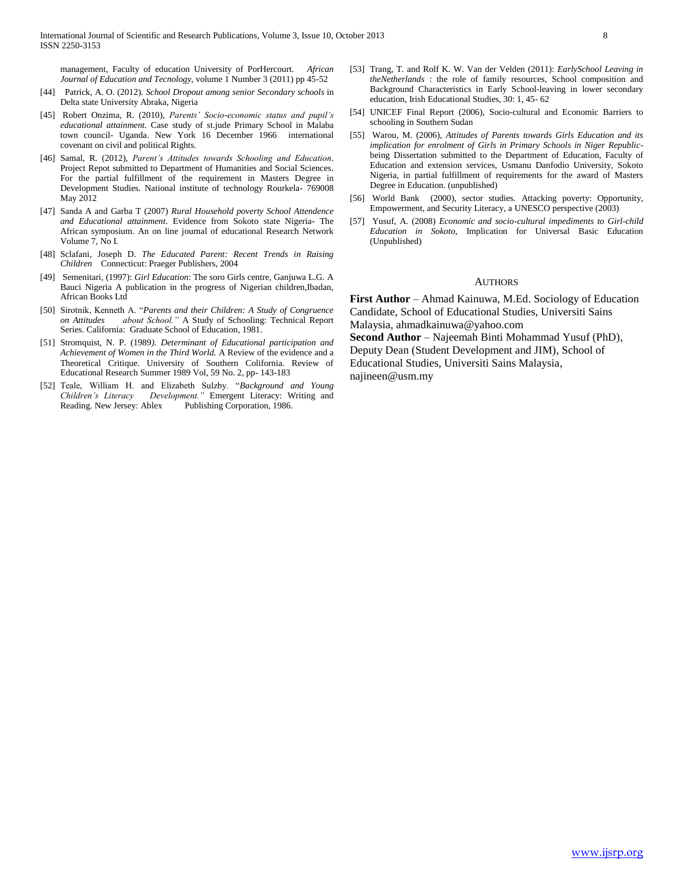management, Faculty of education University of PorHercourt. *African Journal of Education and Tecnology*, volume 1 Number 3 (2011) pp 45-52

[44] Patrick, A. O. (2012). *School Dropout among senior Secondary schools* in Delta state University Abraka, Nigeria

[45] Robert Onzima, R. (2010), *Parents' Socio-economic status and pupil's educational attainment.* Case study of st.jude Primary School in Malaba town council- Uganda. New York 16 December 1966 international covenant on civil and political Rights.

[46] Samal, R. (2012), *Parent's Attitudes towards Schooling and Education*. Project Repot submitted to Department of Humanities and Social Sciences. For the partial fulfillment of the requirement in Masters Degree in Development Studies. National institute of technology Rourkela- 769008 May 2012

[47] Sanda A and Garba T (2007) *Rural Household poverty School Attendence and Educational attainment.* Evidence from Sokoto state Nigeria- The African symposium. An on line journal of educational Research Network Volume 7, No I.

[48] Sclafani, Joseph D. *The Educated Parent: Recent Trends in Raising Children* Connecticut: Praeger Publishers, 2004

[49] Semenitari, (1997): *Girl Education*: The soro Girls centre, Ganjuwa L.G. A Bauci Nigeria A publication in the progress of Nigerian children,Ibadan, African Books Ltd

[50] Sirotnik, Kenneth A. "*Parents and their Children: A Study of Congruence on Attitudes about School."* A Study of Schooling: Technical Report Series. California: Graduate School of Education, 1981.

[51] Stromquist, N. P. (1989*). Determinant of Educational participation and Achievement of Women in the Third World.* A Review of the evidence and a Theoretical Critique. University of Southern California. Review of Educational Research Summer 1989 Vol, 59 No. 2, pp- 143-183

[52] Teale, William H. and Elizabeth Sulzby. "*Background and Young Children's Literacy Development."* Emergent Literacy: Writing and Reading. New Jersey: Ablex Publishing Corporation, 1986.

[53] Trang, T. and Rolf K. W. Van der Velden (2011): *EarlySchool Leaving in theNetherlands* : the role of family resources, School composition and Background Characteristics in Early School-leaving in lower secondary education, Irish Educational Studies, 30: 1, 45- 62

[54] UNICEF Final Report (2006), Socio-cultural and Economic Barriers to schooling in Southern Sudan

[55] Warou, M. (2006), *Attitudes of Parents towards Girls Education and its implication for enrolment of Girls in Primary Schools in Niger Republic*-being Dissertation submitted to the Department of Education, Faculty of Education and extension services, Usmanu Danfodio University, Sokoto Nigeria, in partial fulfillment of requirements for the award of Masters Degree in Education. (unpublished)

[56] World Bank (2000), sector studies. Attacking poverty: Opportunity, Empowerment, and Security Literacy, a UNESCO perspective (2003)

[57] Yusuf, A. (2008) *Economic and socio-cultural impediments to Girl-child Education in Sokoto,* Implication for Universal Basic Education (Unpublished)

## AUTHORS

**First Author** – Ahmad Kainuwa, M.Ed. Sociology of Education Candidate, School of Educational Studies, Universiti Sains Malaysia, ahmadkainuwa@yahoo.com

**Second Author** – Najeemah Binti Mohammad Yusuf (PhD), Deputy Dean (Student Development and JIM), School of Educational Studies, Universiti Sains Malaysia, najineen@usm.my